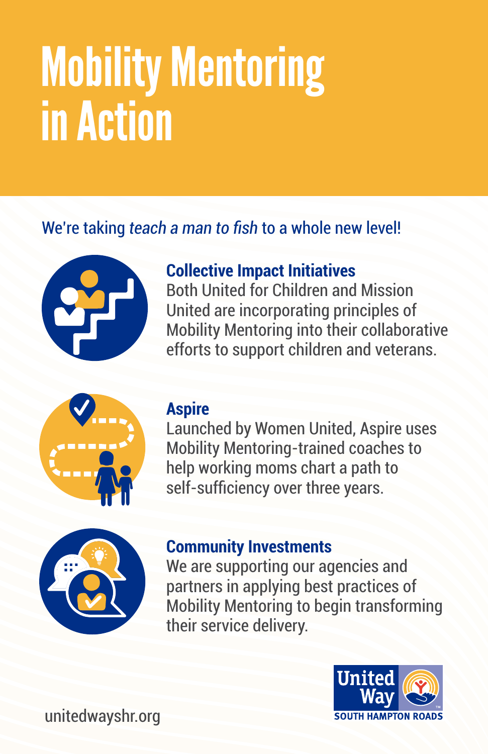# Mobility Mentoring in Action

We're taking *teach a man to fish* to a whole new level!

### Collective Impact Initiatives

Both United for Children and Mission United are incorporating principles of Mobility Mentoring into their collaborative efforts to support children and veterans.

### Aspire

Launched by Women United, Aspire uses Mobility Mentoring-trained coaches to help working moms chart a path to self-sufficiency over three years.

### Community Investments

We are supporting our agencies and partners in applying best practices of Mobility Mentoring to begin transforming their service delivery.

unitedwayshr.org

United Way
SOUTH HAMPTON ROADS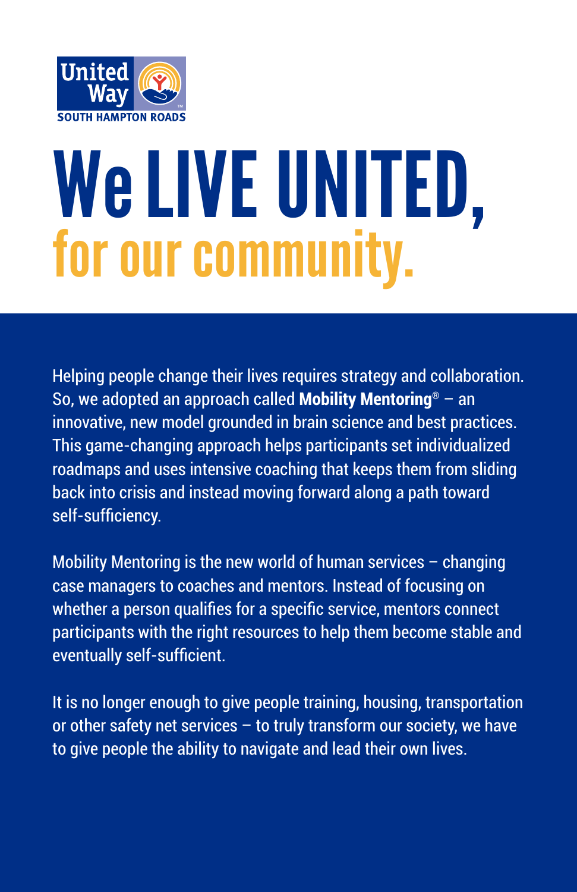United Way
SOUTH HAMPTON ROADS

# We LIVE UNITED, for our community.

Helping people change their lives requires strategy and collaboration. So, we adopted an approach called **Mobility Mentoring**® – an innovative, new model grounded in brain science and best practices. This game-changing approach helps participants set individualized roadmaps and uses intensive coaching that keeps them from sliding back into crisis and instead moving forward along a path toward self-sufficiency.

Mobility Mentoring is the new world of human services – changing case managers to coaches and mentors. Instead of focusing on whether a person qualifies for a specific service, mentors connect participants with the right resources to help them become stable and eventually self-sufficient.

It is no longer enough to give people training, housing, transportation or other safety net services – to truly transform our society, we have to give people the ability to navigate and lead their own lives.